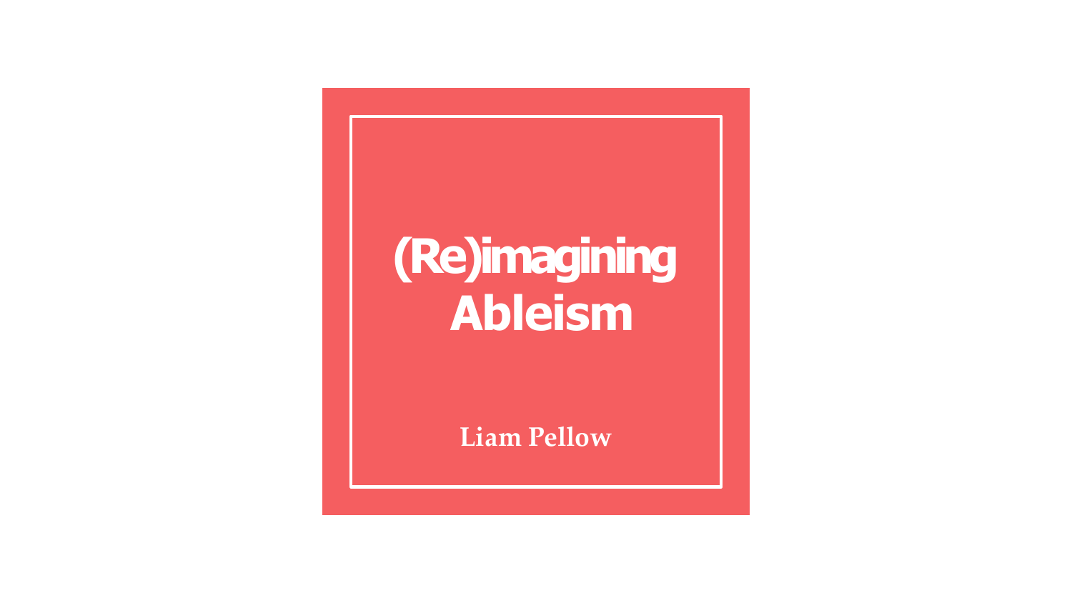# (Re)imagining Ableism

Liam Pellow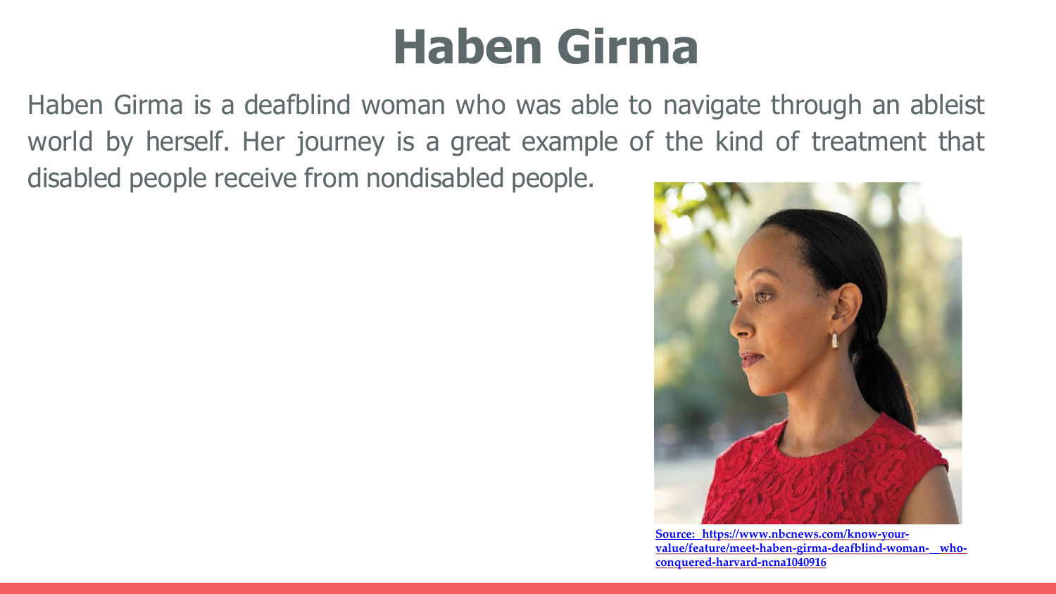# Haben Girma

Haben Girma is a deafblind woman who was able to navigate through an ableist world by herself. Her journey is a great example of the kind of treatment that disabled people receive from nondisabled people.

**Source: https://www.nbcnews.com/know-your-value/feature/meet-haben-girma-deafblind-woman-__who-conquered-harvard-ncna1040916**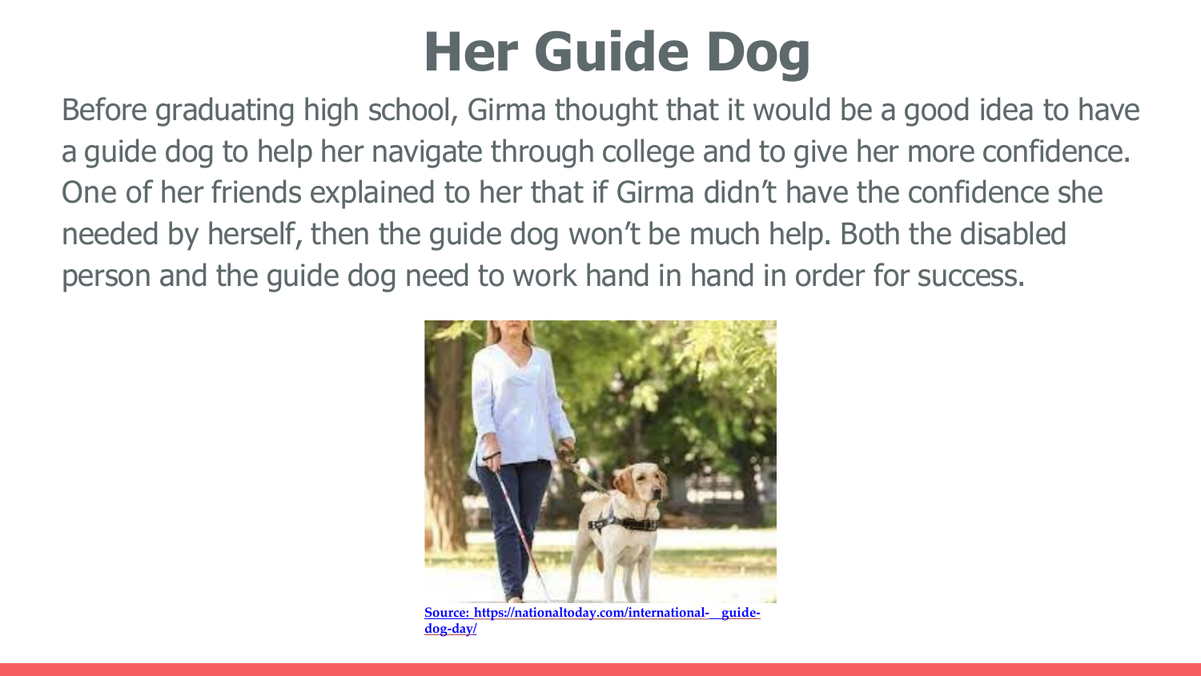# Her Guide Dog

Before graduating high school, Girma thought that it would be a good idea to have a guide dog to help her navigate through college and to give her more confidence. One of her friends explained to her that if Girma didn't have the confidence she needed by herself, then the guide dog won't be much help. Both the disabled person and the guide dog need to work hand in hand in order for success.

Source: https://nationaltoday.com/international-__guide-dog-day/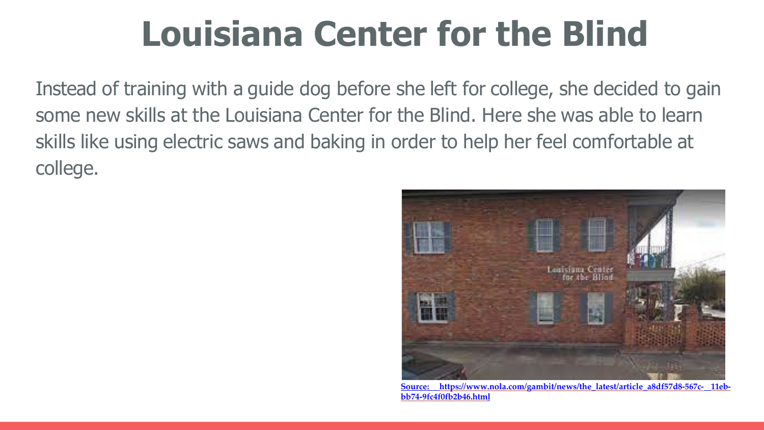# Louisiana Center for the Blind

Instead of training with a guide dog before she left for college, she decided to gain some new skills at the Louisiana Center for the Blind. Here she was able to learn skills like using electric saws and baking in order to help her feel comfortable at college.

Source: https://www.nola.com/gambit/news/the_latest/article_a8df57d8-567c-_11eb-bb74-9fc4f0fb2b46.html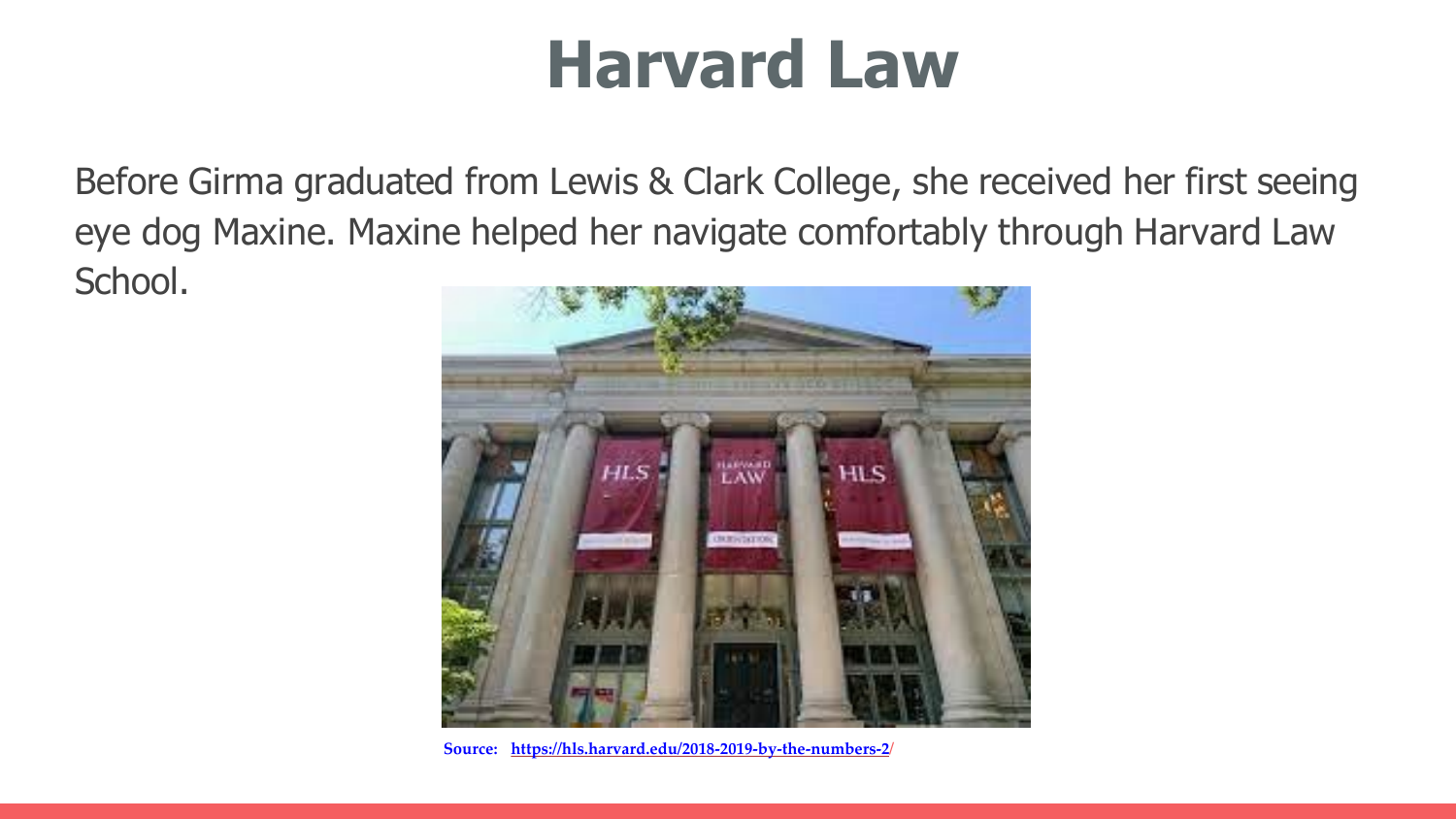# Harvard Law

Before Girma graduated from Lewis & Clark College, she received her first seeing eye dog Maxine. Maxine helped her navigate comfortably through Harvard Law School.

**Source: https://hls.harvard.edu/2018-2019-by-the-numbers-2/**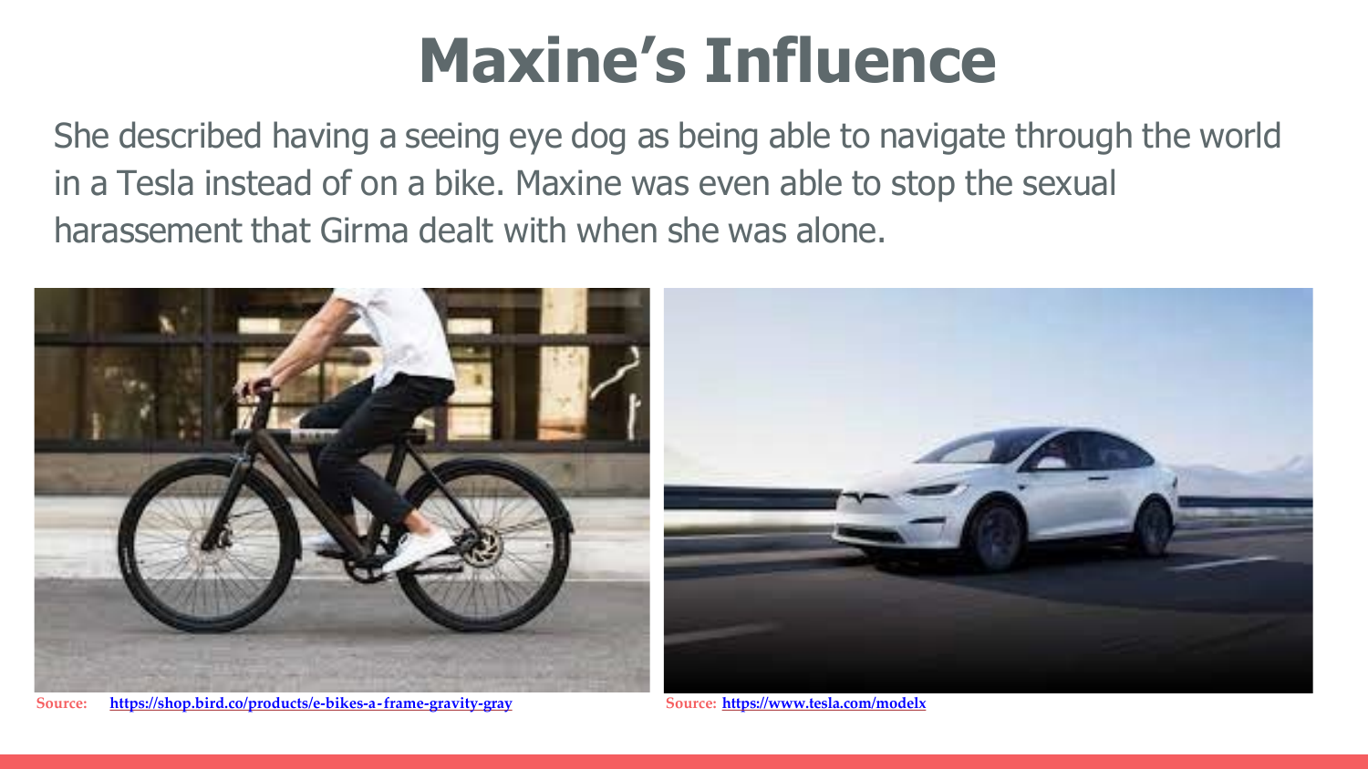# Maxine’s Influence

She described having a seeing eye dog as being able to navigate through the world in a Tesla instead of on a bike. Maxine was even able to stop the sexual harassement that Girma dealt with when she was alone.

Source: https://shop.bird.co/products/e-bikes-a-frame-gravity-gray

Source: https://www.tesla.com/modelx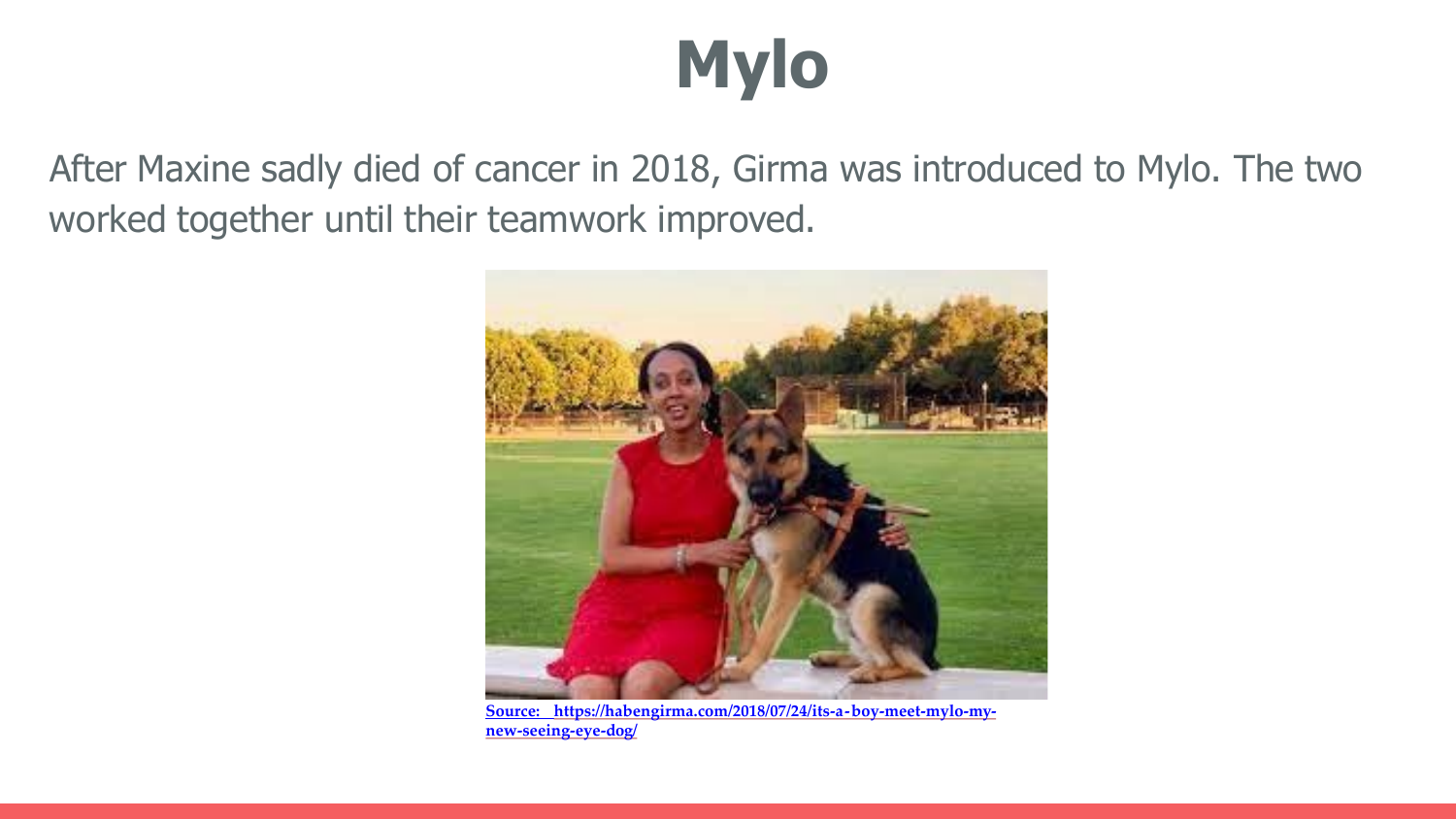# Mylo

After Maxine sadly died of cancer in 2018, Girma was introduced to Mylo. The two worked together until their teamwork improved.

**Source: https://habengirma.com/2018/07/24/its-a-boy-meet-mylo-my-new-seeing-eye-dog/**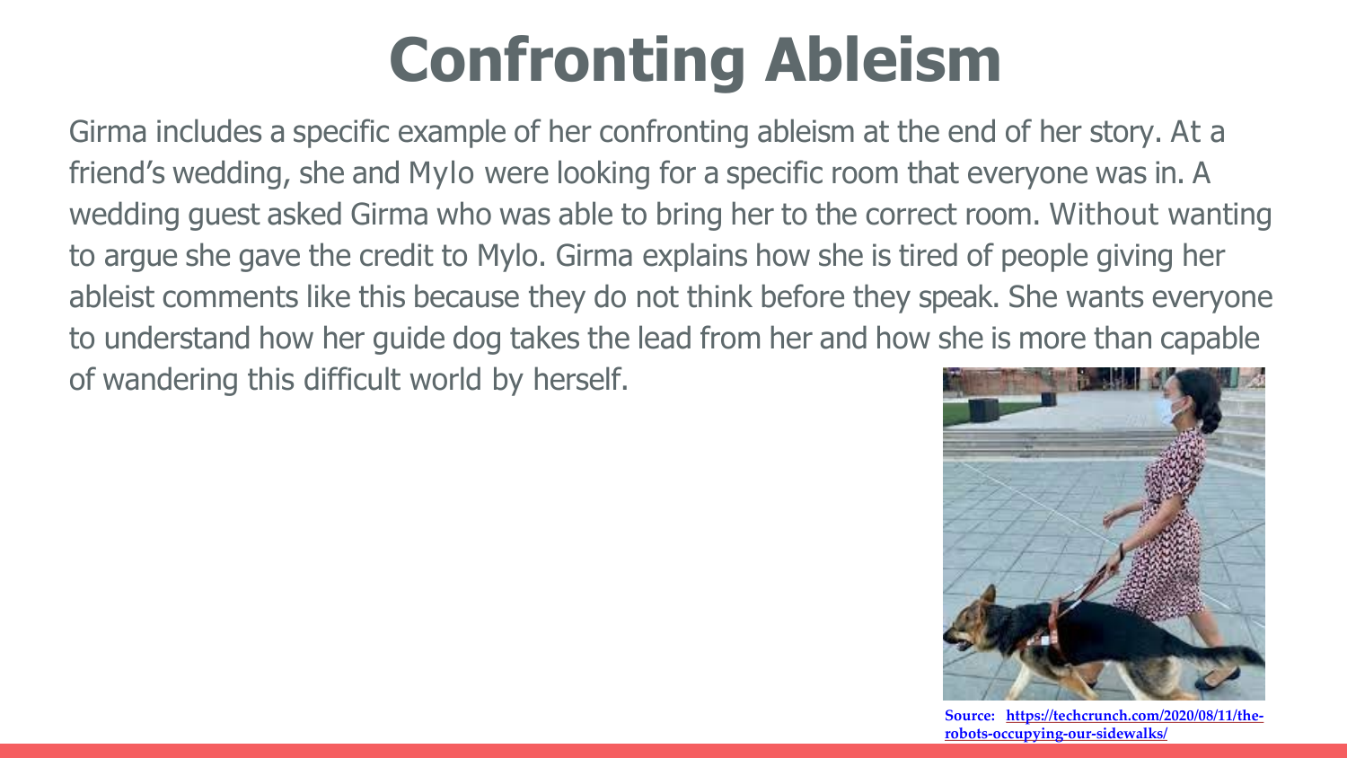# Confronting Ableism

Girma includes a specific example of her confronting ableism at the end of her story. At a friend's wedding, she and Mylo were looking for a specific room that everyone was in. A wedding guest asked Girma who was able to bring her to the correct room. Without wanting to argue she gave the credit to Mylo. Girma explains how she is tired of people giving her ableist comments like this because they do not think before they speak. She wants everyone to understand how her guide dog takes the lead from her and how she is more than capable of wandering this difficult world by herself.

**Source: https://techcrunch.com/2020/08/11/the-robots-occupying-our-sidewalks/**